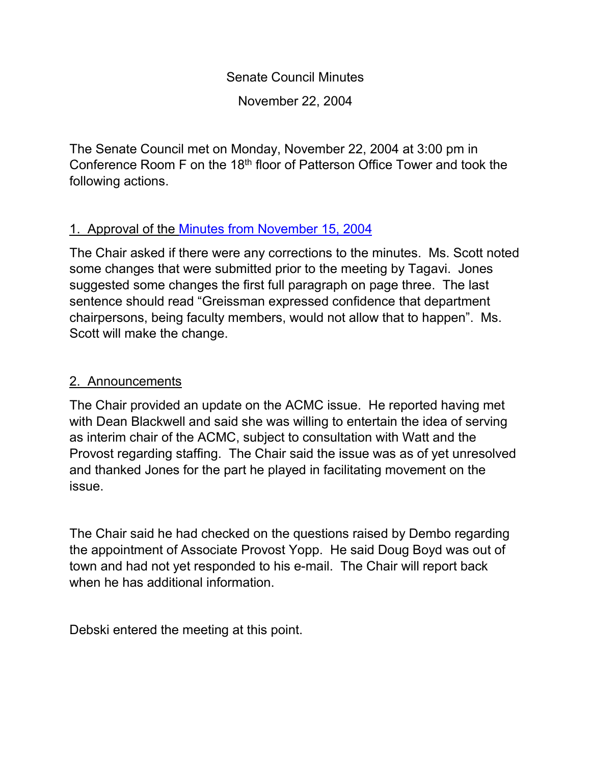# Senate Council Minutes

November 22, 2004

The Senate Council met on Monday, November 22, 2004 at 3:00 pm in Conference Room F on the 18th floor of Patterson Office Tower and took the following actions.

## 1. Approval of the Minutes from November 15, 2004

The Chair asked if there were any corrections to the minutes. Ms. Scott noted some changes that were submitted prior to the meeting by Tagavi. Jones suggested some changes the first full paragraph on page three. The last sentence should read "Greissman expressed confidence that department chairpersons, being faculty members, would not allow that to happen". Ms. Scott will make the change.

## 2. Announcements

The Chair provided an update on the ACMC issue. He reported having met with Dean Blackwell and said she was willing to entertain the idea of serving as interim chair of the ACMC, subject to consultation with Watt and the Provost regarding staffing. The Chair said the issue was as of yet unresolved and thanked Jones for the part he played in facilitating movement on the issue.

The Chair said he had checked on the questions raised by Dembo regarding the appointment of Associate Provost Yopp. He said Doug Boyd was out of town and had not yet responded to his e-mail. The Chair will report back when he has additional information.

Debski entered the meeting at this point.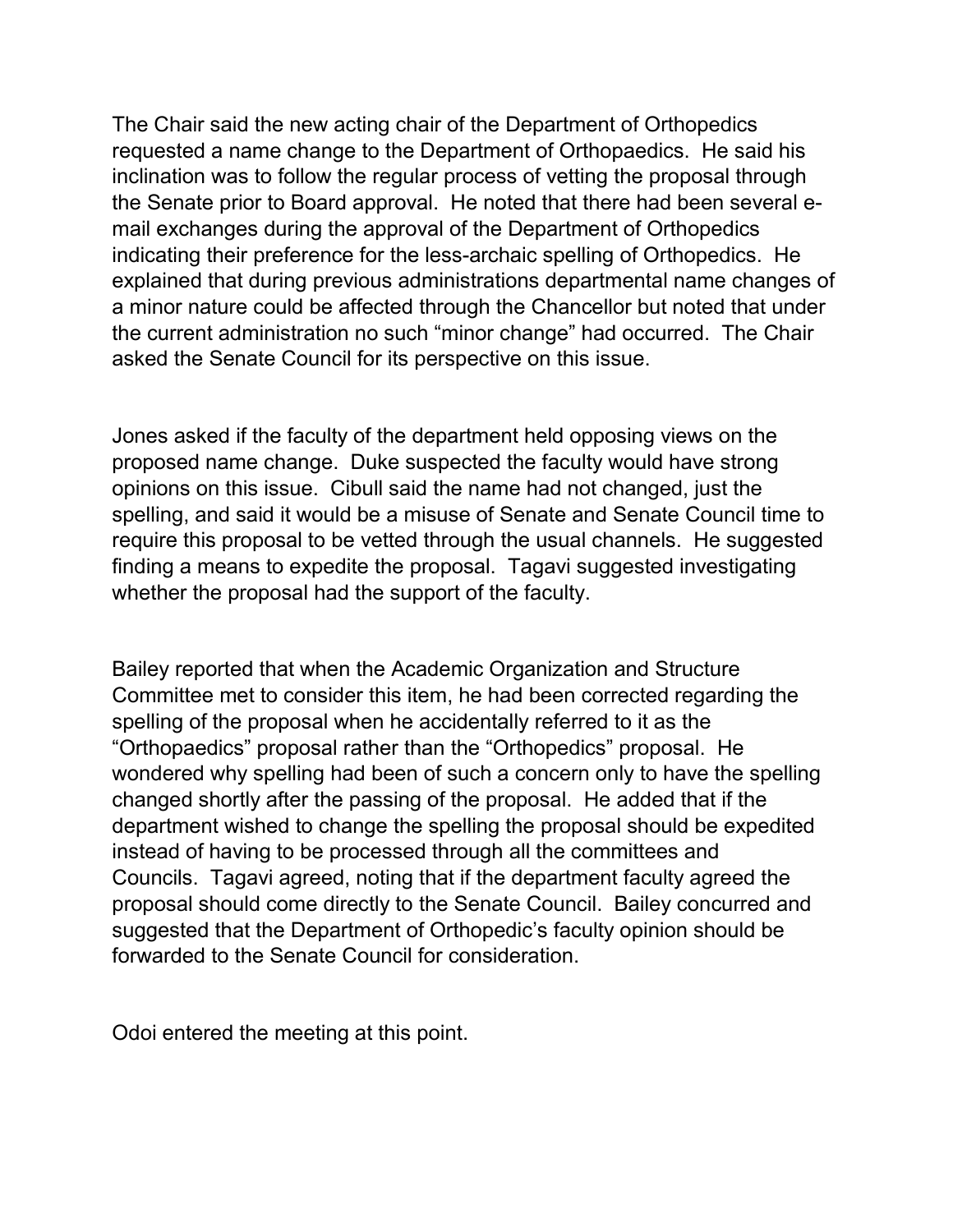The Chair said the new acting chair of the Department of Orthopedics requested a name change to the Department of Orthopaedics. He said his inclination was to follow the regular process of vetting the proposal through the Senate prior to Board approval. He noted that there had been several e-mail exchanges during the approval of the Department of Orthopedics indicating their preference for the less-archaic spelling of Orthopedics. He explained that during previous administrations departmental name changes of a minor nature could be affected through the Chancellor but noted that under the current administration no such "minor change" had occurred. The Chair asked the Senate Council for its perspective on this issue.

Jones asked if the faculty of the department held opposing views on the proposed name change. Duke suspected the faculty would have strong opinions on this issue. Cibull said the name had not changed, just the spelling, and said it would be a misuse of Senate and Senate Council time to require this proposal to be vetted through the usual channels. He suggested finding a means to expedite the proposal. Tagavi suggested investigating whether the proposal had the support of the faculty.

Bailey reported that when the Academic Organization and Structure Committee met to consider this item, he had been corrected regarding the spelling of the proposal when he accidentally referred to it as the "Orthopaedics" proposal rather than the "Orthopedics" proposal. He wondered why spelling had been of such a concern only to have the spelling changed shortly after the passing of the proposal. He added that if the department wished to change the spelling the proposal should be expedited instead of having to be processed through all the committees and Councils. Tagavi agreed, noting that if the department faculty agreed the proposal should come directly to the Senate Council. Bailey concurred and suggested that the Department of Orthopedic's faculty opinion should be forwarded to the Senate Council for consideration.

Odoi entered the meeting at this point.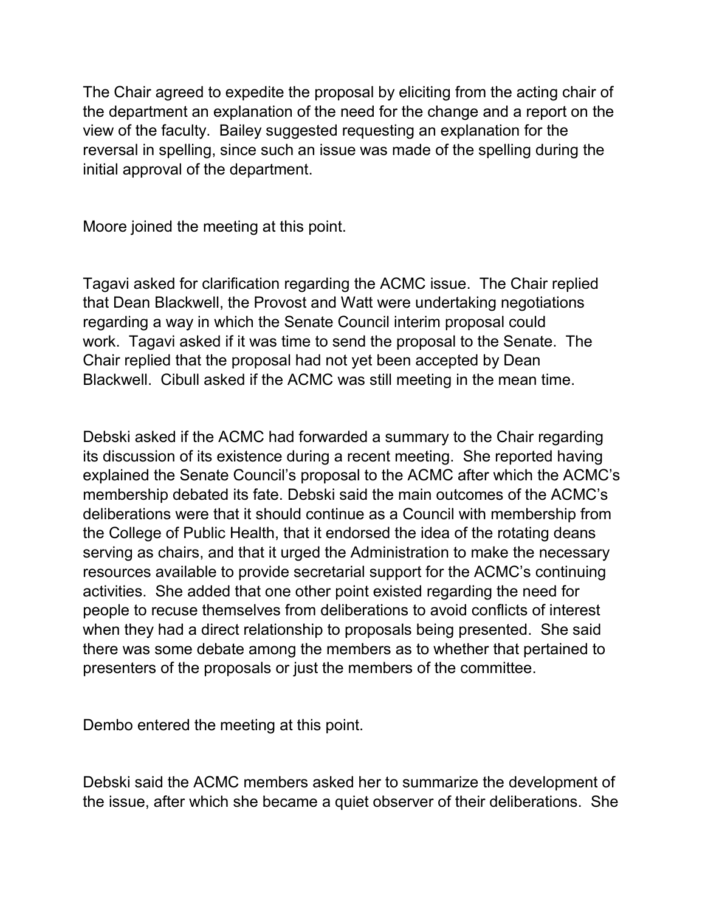The Chair agreed to expedite the proposal by eliciting from the acting chair of the department an explanation of the need for the change and a report on the view of the faculty. Bailey suggested requesting an explanation for the reversal in spelling, since such an issue was made of the spelling during the initial approval of the department.

Moore joined the meeting at this point.

Tagavi asked for clarification regarding the ACMC issue. The Chair replied that Dean Blackwell, the Provost and Watt were undertaking negotiations regarding a way in which the Senate Council interim proposal could work. Tagavi asked if it was time to send the proposal to the Senate. The Chair replied that the proposal had not yet been accepted by Dean Blackwell. Cibull asked if the ACMC was still meeting in the mean time.

Debski asked if the ACMC had forwarded a summary to the Chair regarding its discussion of its existence during a recent meeting. She reported having explained the Senate Council's proposal to the ACMC after which the ACMC's membership debated its fate. Debski said the main outcomes of the ACMC's deliberations were that it should continue as a Council with membership from the College of Public Health, that it endorsed the idea of the rotating deans serving as chairs, and that it urged the Administration to make the necessary resources available to provide secretarial support for the ACMC's continuing activities. She added that one other point existed regarding the need for people to recuse themselves from deliberations to avoid conflicts of interest when they had a direct relationship to proposals being presented. She said there was some debate among the members as to whether that pertained to presenters of the proposals or just the members of the committee.

Dembo entered the meeting at this point.

Debski said the ACMC members asked her to summarize the development of the issue, after which she became a quiet observer of their deliberations. She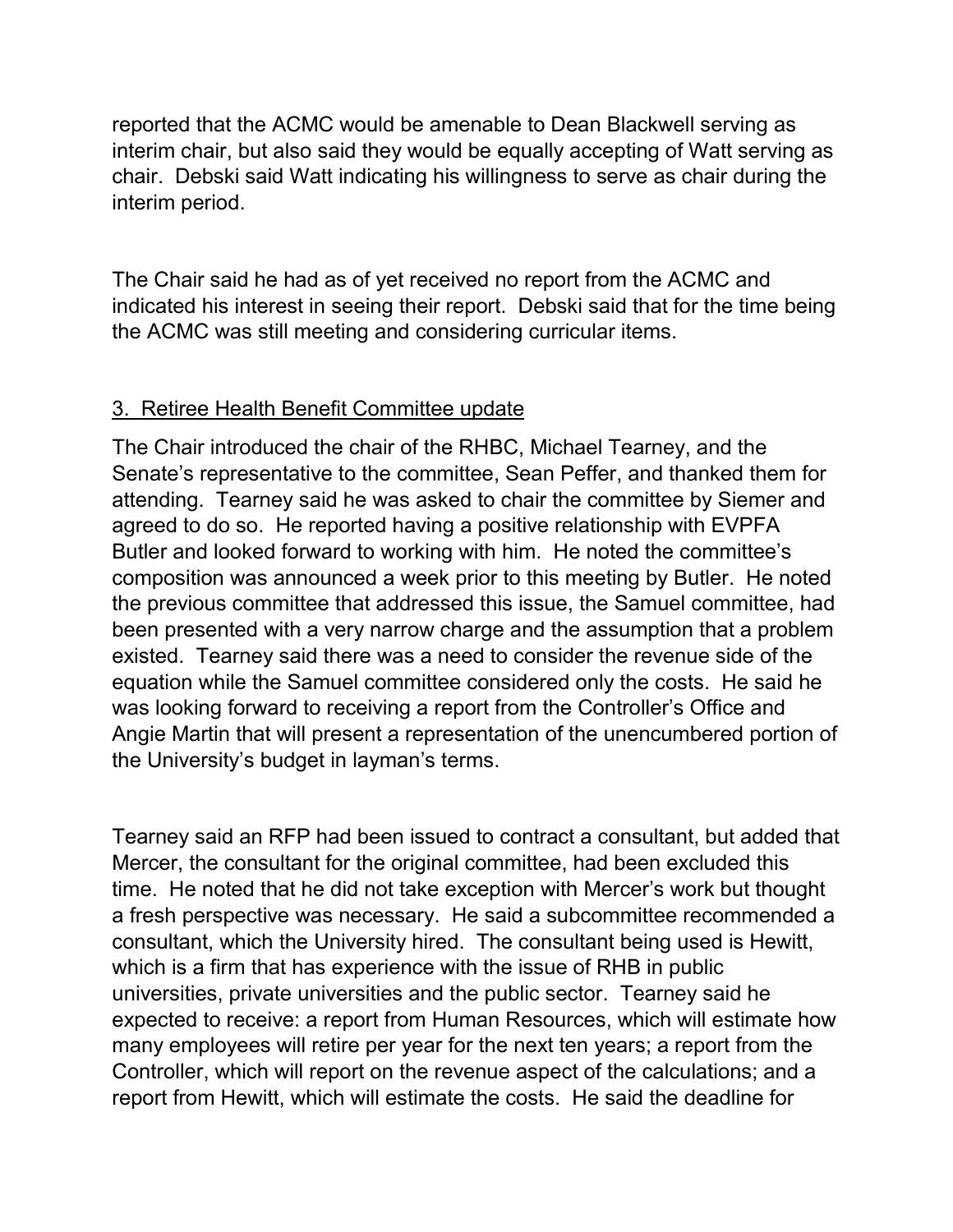reported that the ACMC would be amenable to Dean Blackwell serving as interim chair, but also said they would be equally accepting of Watt serving as chair. Debski said Watt indicating his willingness to serve as chair during the interim period.

The Chair said he had as of yet received no report from the ACMC and indicated his interest in seeing their report. Debski said that for the time being the ACMC was still meeting and considering curricular items.

### 3. Retiree Health Benefit Committee update

The Chair introduced the chair of the RHBC, Michael Tearney, and the Senate's representative to the committee, Sean Peffer, and thanked them for attending. Tearney said he was asked to chair the committee by Siemer and agreed to do so. He reported having a positive relationship with EVPFA Butler and looked forward to working with him. He noted the committee's composition was announced a week prior to this meeting by Butler. He noted the previous committee that addressed this issue, the Samuel committee, had been presented with a very narrow charge and the assumption that a problem existed. Tearney said there was a need to consider the revenue side of the equation while the Samuel committee considered only the costs. He said he was looking forward to receiving a report from the Controller's Office and Angie Martin that will present a representation of the unencumbered portion of the University's budget in layman's terms.

Tearney said an RFP had been issued to contract a consultant, but added that Mercer, the consultant for the original committee, had been excluded this time. He noted that he did not take exception with Mercer's work but thought a fresh perspective was necessary. He said a subcommittee recommended a consultant, which the University hired. The consultant being used is Hewitt, which is a firm that has experience with the issue of RHB in public universities, private universities and the public sector. Tearney said he expected to receive: a report from Human Resources, which will estimate how many employees will retire per year for the next ten years; a report from the Controller, which will report on the revenue aspect of the calculations; and a report from Hewitt, which will estimate the costs. He said the deadline for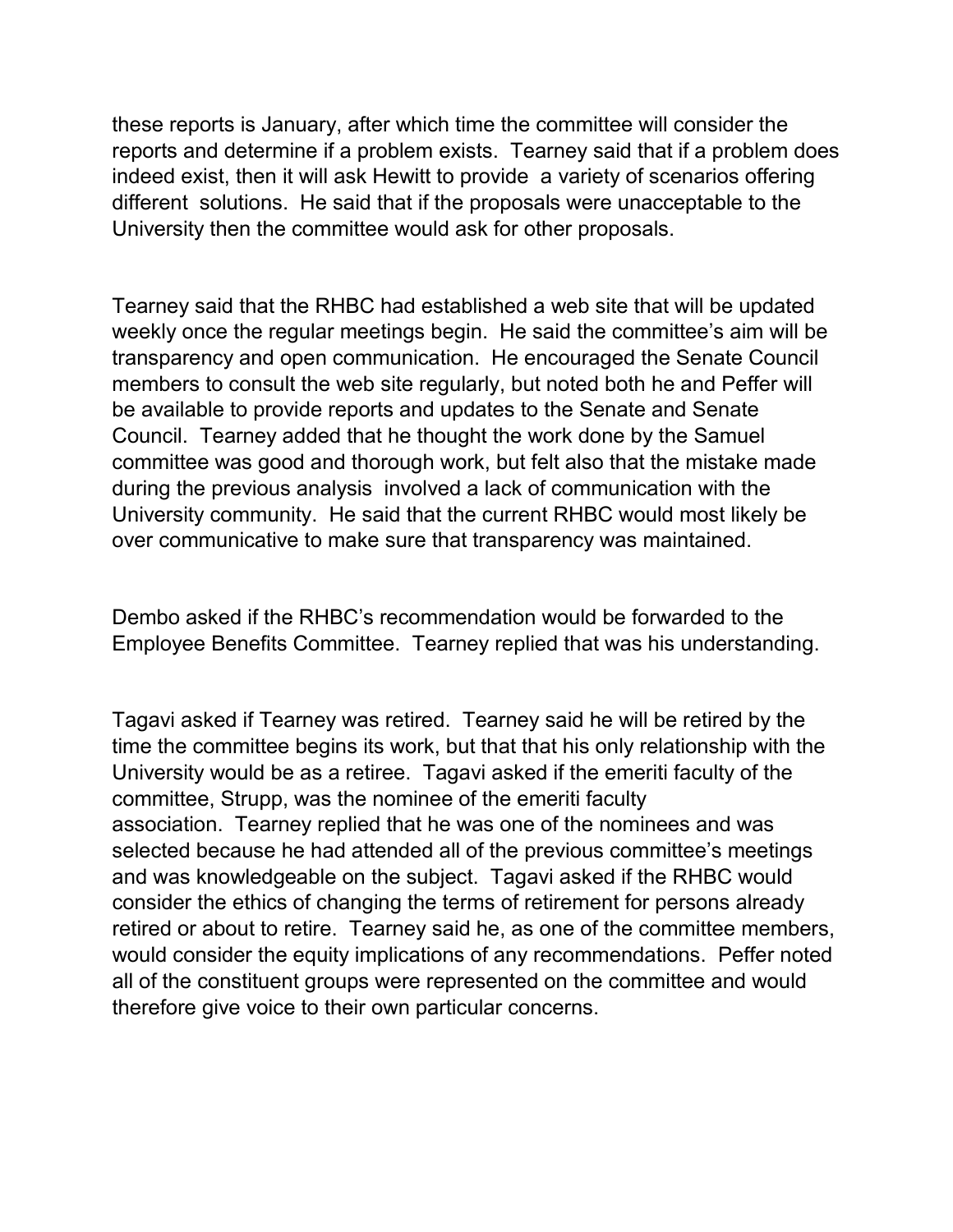these reports is January, after which time the committee will consider the reports and determine if a problem exists. Tearney said that if a problem does indeed exist, then it will ask Hewitt to provide a variety of scenarios offering different solutions. He said that if the proposals were unacceptable to the University then the committee would ask for other proposals.

Tearney said that the RHBC had established a web site that will be updated weekly once the regular meetings begin. He said the committee's aim will be transparency and open communication. He encouraged the Senate Council members to consult the web site regularly, but noted both he and Peffer will be available to provide reports and updates to the Senate and Senate Council. Tearney added that he thought the work done by the Samuel committee was good and thorough work, but felt also that the mistake made during the previous analysis involved a lack of communication with the University community. He said that the current RHBC would most likely be over communicative to make sure that transparency was maintained.

Dembo asked if the RHBC's recommendation would be forwarded to the Employee Benefits Committee. Tearney replied that was his understanding.

Tagavi asked if Tearney was retired. Tearney said he will be retired by the time the committee begins its work, but that that his only relationship with the University would be as a retiree. Tagavi asked if the emeriti faculty of the committee, Strupp, was the nominee of the emeriti faculty association. Tearney replied that he was one of the nominees and was selected because he had attended all of the previous committee's meetings and was knowledgeable on the subject. Tagavi asked if the RHBC would consider the ethics of changing the terms of retirement for persons already retired or about to retire. Tearney said he, as one of the committee members, would consider the equity implications of any recommendations. Peffer noted all of the constituent groups were represented on the committee and would therefore give voice to their own particular concerns.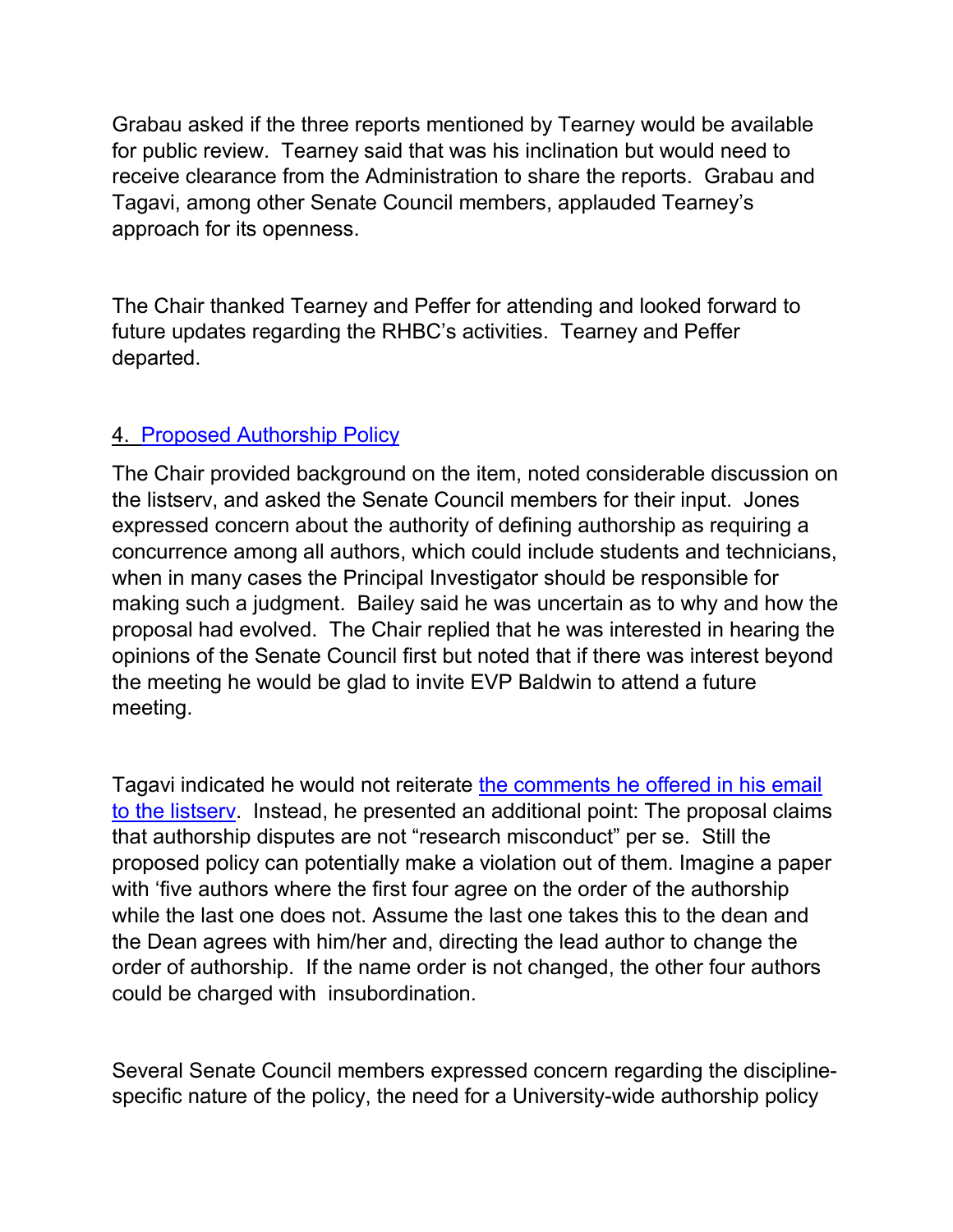Grabau asked if the three reports mentioned by Tearney would be available for public review. Tearney said that was his inclination but would need to receive clearance from the Administration to share the reports. Grabau and Tagavi, among other Senate Council members, applauded Tearney's approach for its openness.

The Chair thanked Tearney and Peffer for attending and looked forward to future updates regarding the RHBC's activities. Tearney and Peffer departed.

## 4. Proposed Authorship Policy

The Chair provided background on the item, noted considerable discussion on the listserv, and asked the Senate Council members for their input. Jones expressed concern about the authority of defining authorship as requiring a concurrence among all authors, which could include students and technicians, when in many cases the Principal Investigator should be responsible for making such a judgment. Bailey said he was uncertain as to why and how the proposal had evolved. The Chair replied that he was interested in hearing the opinions of the Senate Council first but noted that if there was interest beyond the meeting he would be glad to invite EVP Baldwin to attend a future meeting.

Tagavi indicated he would not reiterate the comments he offered in his email to the listserv. Instead, he presented an additional point: The proposal claims that authorship disputes are not "research misconduct" per se. Still the proposed policy can potentially make a violation out of them. Imagine a paper with 'five authors where the first four agree on the order of the authorship while the last one does not. Assume the last one takes this to the dean and the Dean agrees with him/her and, directing the lead author to change the order of authorship. If the name order is not changed, the other four authors could be charged with insubordination.

Several Senate Council members expressed concern regarding the discipline-specific nature of the policy, the need for a University-wide authorship policy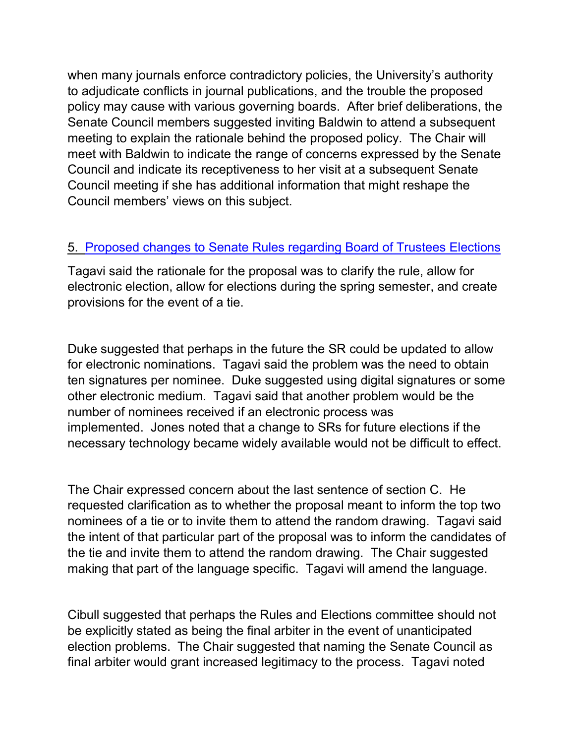when many journals enforce contradictory policies, the University's authority to adjudicate conflicts in journal publications, and the trouble the proposed policy may cause with various governing boards. After brief deliberations, the Senate Council members suggested inviting Baldwin to attend a subsequent meeting to explain the rationale behind the proposed policy. The Chair will meet with Baldwin to indicate the range of concerns expressed by the Senate Council and indicate its receptiveness to her visit at a subsequent Senate Council meeting if she has additional information that might reshape the Council members' views on this subject.

## 5. Proposed changes to Senate Rules regarding Board of Trustees Elections

Tagavi said the rationale for the proposal was to clarify the rule, allow for electronic election, allow for elections during the spring semester, and create provisions for the event of a tie.

Duke suggested that perhaps in the future the SR could be updated to allow for electronic nominations. Tagavi said the problem was the need to obtain ten signatures per nominee. Duke suggested using digital signatures or some other electronic medium. Tagavi said that another problem would be the number of nominees received if an electronic process was implemented. Jones noted that a change to SRs for future elections if the necessary technology became widely available would not be difficult to effect.

The Chair expressed concern about the last sentence of section C. He requested clarification as to whether the proposal meant to inform the top two nominees of a tie or to invite them to attend the random drawing. Tagavi said the intent of that particular part of the proposal was to inform the candidates of the tie and invite them to attend the random drawing. The Chair suggested making that part of the language specific. Tagavi will amend the language.

Cibull suggested that perhaps the Rules and Elections committee should not be explicitly stated as being the final arbiter in the event of unanticipated election problems. The Chair suggested that naming the Senate Council as final arbiter would grant increased legitimacy to the process. Tagavi noted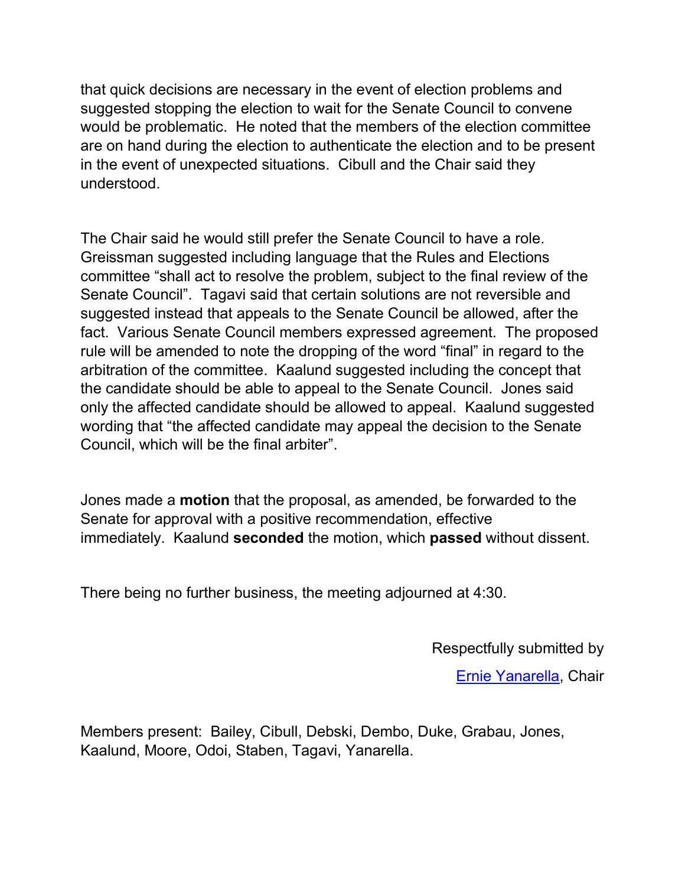that quick decisions are necessary in the event of election problems and suggested stopping the election to wait for the Senate Council to convene would be problematic. He noted that the members of the election committee are on hand during the election to authenticate the election and to be present in the event of unexpected situations. Cibull and the Chair said they understood.

The Chair said he would still prefer the Senate Council to have a role. Greissman suggested including language that the Rules and Elections committee "shall act to resolve the problem, subject to the final review of the Senate Council". Tagavi said that certain solutions are not reversible and suggested instead that appeals to the Senate Council be allowed, after the fact. Various Senate Council members expressed agreement. The proposed rule will be amended to note the dropping of the word "final" in regard to the arbitration of the committee. Kaalund suggested including the concept that the candidate should be able to appeal to the Senate Council. Jones said only the affected candidate should be allowed to appeal. Kaalund suggested wording that "the affected candidate may appeal the decision to the Senate Council, which will be the final arbiter".

Jones made a **motion** that the proposal, as amended, be forwarded to the Senate for approval with a positive recommendation, effective immediately. Kaalund **seconded** the motion, which **passed** without dissent.

There being no further business, the meeting adjourned at 4:30.

Respectfully submitted by

Ernie Yanarella, Chair

Members present: Bailey, Cibull, Debski, Dembo, Duke, Grabau, Jones, Kaalund, Moore, Odoi, Staben, Tagavi, Yanarella.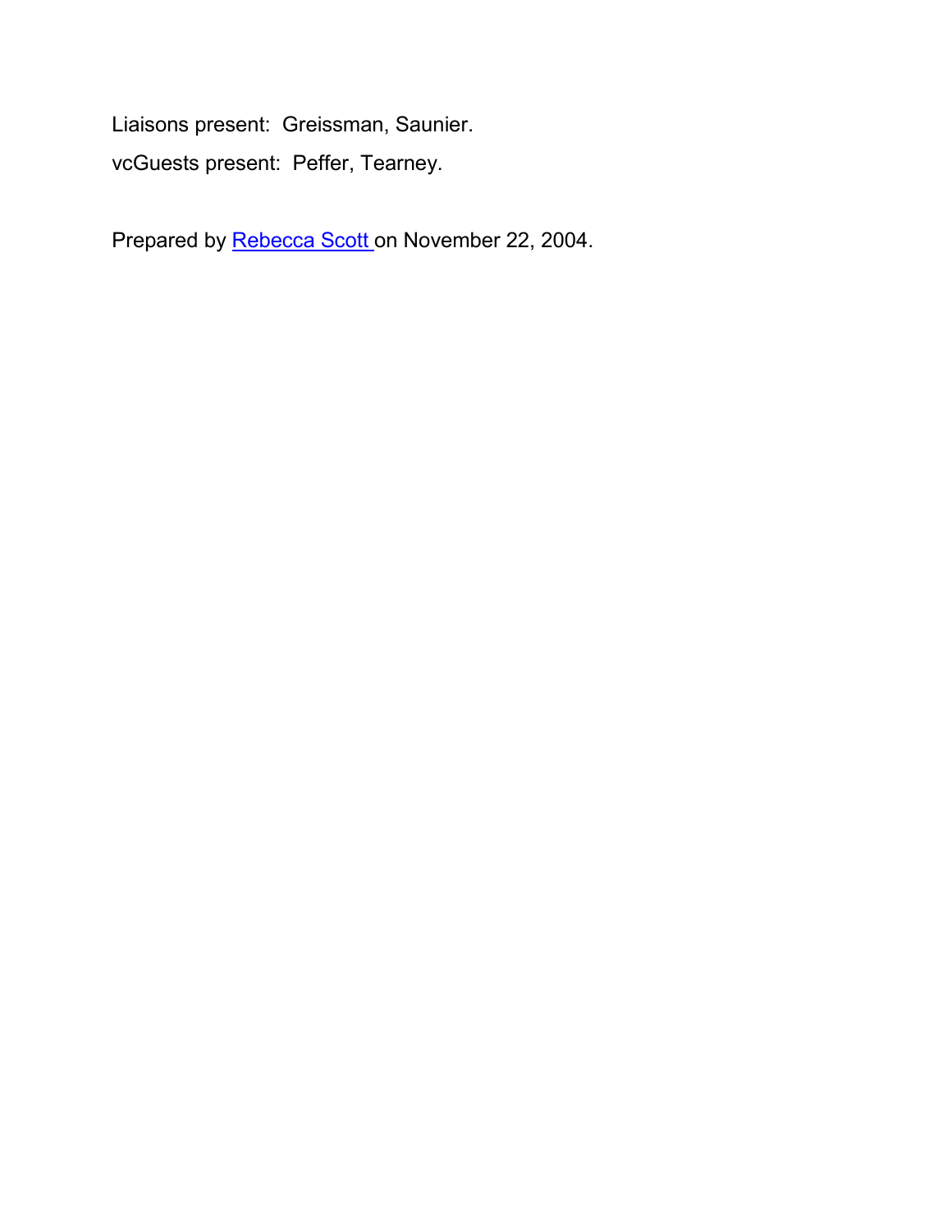Liaisons present:  Greissman, Saunier.

vcGuests present:  Peffer, Tearney.

Prepared by Rebecca Scott on November 22, 2004.